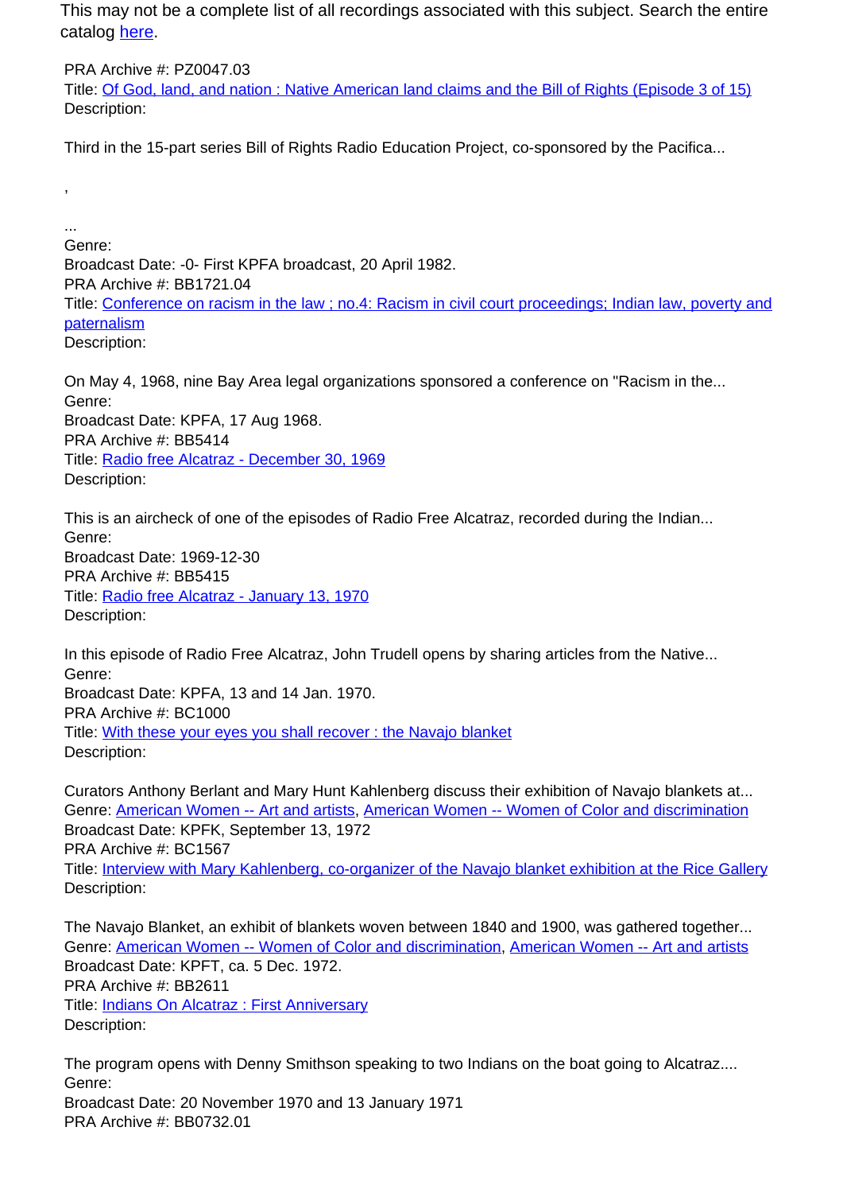This may not be a complete list of all recordings associated with this subject. Search the entire catalog here.

PRA Archive #: PZ0047.03
Title: Of God, land, and nation : Native American land claims and the Bill of Rights (Episode 3 of 15)
Description:

Third in the 15-part series Bill of Rights Radio Education Project, co-sponsored by the Pacifica...

,

...
Genre:
Broadcast Date: -0- First KPFA broadcast, 20 April 1982.
PRA Archive #: BB1721.04
Title: Conference on racism in the law ; no.4: Racism in civil court proceedings; Indian law, poverty and paternalism
Description:

On May 4, 1968, nine Bay Area legal organizations sponsored a conference on "Racism in the...
Genre:
Broadcast Date: KPFA, 17 Aug 1968.
PRA Archive #: BB5414
Title: Radio free Alcatraz - December 30, 1969
Description:

This is an aircheck of one of the episodes of Radio Free Alcatraz, recorded during the Indian...
Genre:
Broadcast Date: 1969-12-30
PRA Archive #: BB5415
Title: Radio free Alcatraz - January 13, 1970
Description:

In this episode of Radio Free Alcatraz, John Trudell opens by sharing articles from the Native...
Genre:
Broadcast Date: KPFA, 13 and 14 Jan. 1970.
PRA Archive #: BC1000
Title: With these your eyes you shall recover : the Navajo blanket
Description:

Curators Anthony Berlant and Mary Hunt Kahlenberg discuss their exhibition of Navajo blankets at...
Genre: American Women -- Art and artists, American Women -- Women of Color and discrimination
Broadcast Date: KPFK, September 13, 1972
PRA Archive #: BC1567
Title: Interview with Mary Kahlenberg, co-organizer of the Navajo blanket exhibition at the Rice Gallery
Description:

The Navajo Blanket, an exhibit of blankets woven between 1840 and 1900, was gathered together...
Genre: American Women -- Women of Color and discrimination, American Women -- Art and artists
Broadcast Date: KPFT, ca. 5 Dec. 1972.
PRA Archive #: BB2611
Title: Indians On Alcatraz : First Anniversary
Description:

The program opens with Denny Smithson speaking to two Indians on the boat going to Alcatraz....
Genre:
Broadcast Date: 20 November 1970 and 13 January 1971
PRA Archive #: BB0732.01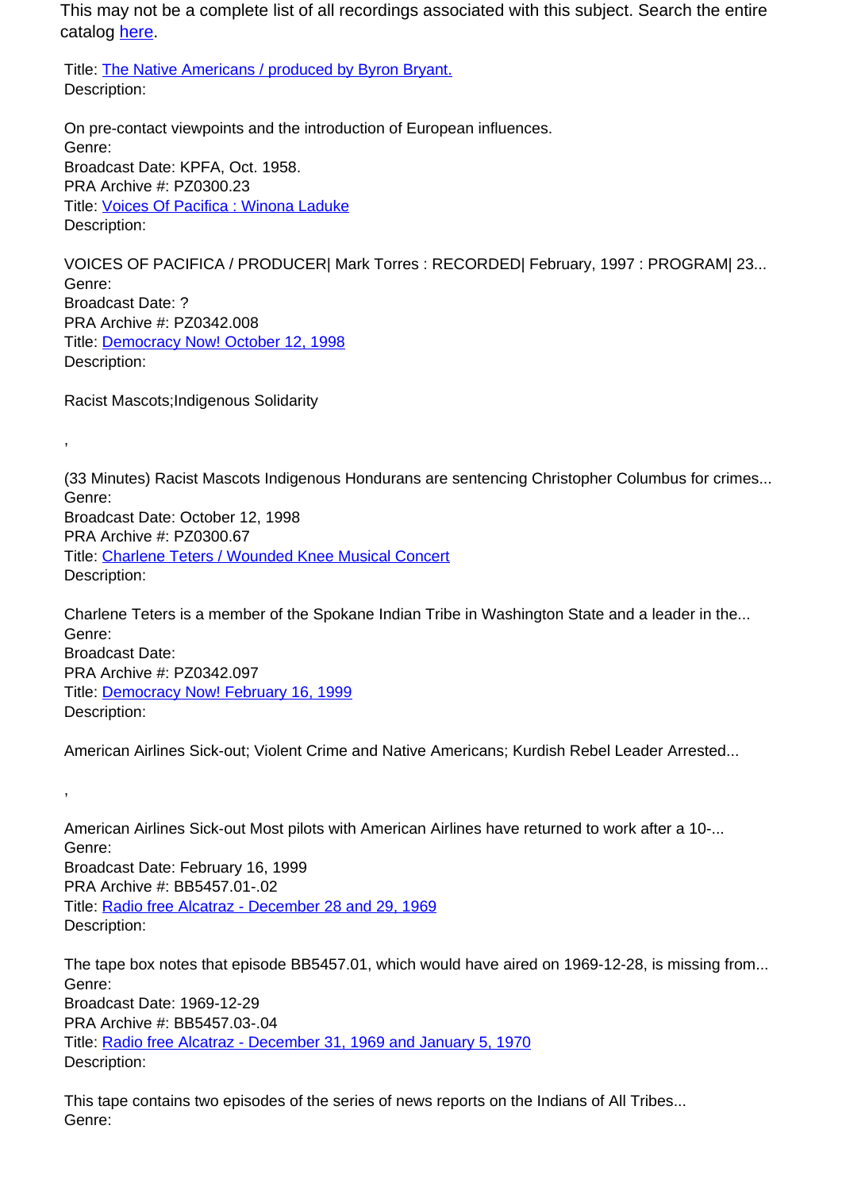This may not be a complete list of all recordings associated with this subject. Search the entire catalog [here](#).

Title: [The Native Americans / produced by Byron Bryant.](#)
Description:

On pre-contact viewpoints and the introduction of European influences.
Genre:
Broadcast Date: KPFA, Oct. 1958.
PRA Archive #: PZ0300.23
Title: [Voices Of Pacifica : Winona Laduke](#)
Description:

VOICES OF PACIFICA / PRODUCER| Mark Torres : RECORDED| February, 1997 : PROGRAM| 23...
Genre:
Broadcast Date: ?
PRA Archive #: PZ0342.008
Title: [Democracy Now! October 12, 1998](#)
Description:

Racist Mascots;Indigenous Solidarity

,

(33 Minutes) Racist Mascots Indigenous Hondurans are sentencing Christopher Columbus for crimes...
Genre:
Broadcast Date: October 12, 1998
PRA Archive #: PZ0300.67
Title: [Charlene Teters / Wounded Knee Musical Concert](#)
Description:

Charlene Teters is a member of the Spokane Indian Tribe in Washington State and a leader in the...
Genre:
Broadcast Date:
PRA Archive #: PZ0342.097
Title: [Democracy Now! February 16, 1999](#)
Description:

American Airlines Sick-out; Violent Crime and Native Americans; Kurdish Rebel Leader Arrested...

,

American Airlines Sick-out Most pilots with American Airlines have returned to work after a 10-...
Genre:
Broadcast Date: February 16, 1999
PRA Archive #: BB5457.01-.02
Title: [Radio free Alcatraz - December 28 and 29, 1969](#)
Description:

The tape box notes that episode BB5457.01, which would have aired on 1969-12-28, is missing from...
Genre:
Broadcast Date: 1969-12-29
PRA Archive #: BB5457.03-.04
Title: [Radio free Alcatraz - December 31, 1969 and January 5, 1970](#)
Description:

This tape contains two episodes of the series of news reports on the Indians of All Tribes...
Genre: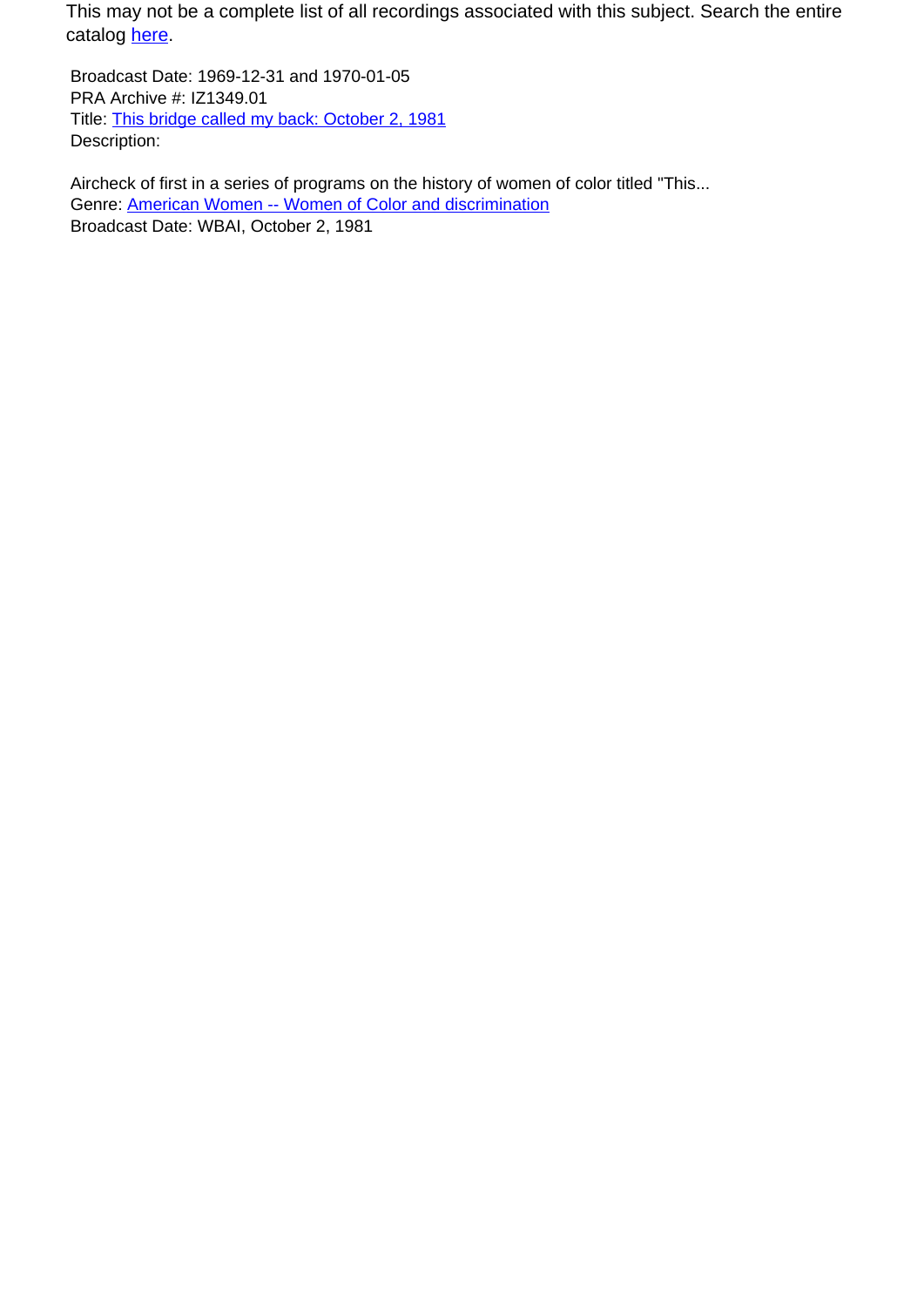This may not be a complete list of all recordings associated with this subject. Search the entire catalog [here](#).

Broadcast Date: 1969-12-31 and 1970-01-05
PRA Archive #: IZ1349.01
Title: [This bridge called my back: October 2, 1981](#)
Description:

Aircheck of first in a series of programs on the history of women of color titled "This...
Genre: [American Women -- Women of Color and discrimination](#)
Broadcast Date: WBAI, October 2, 1981